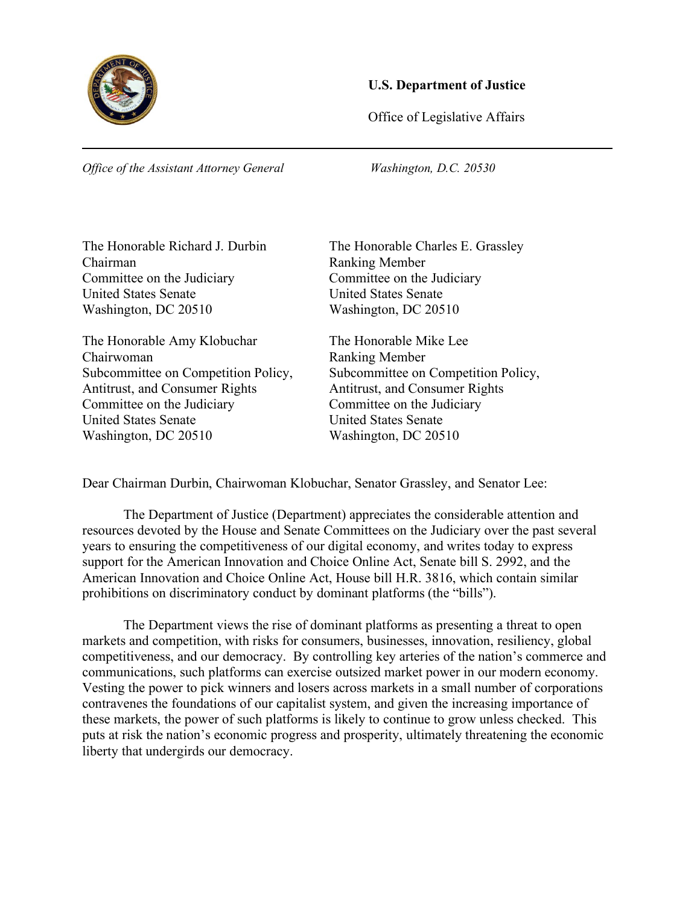**U.S. Department of Justice**

Office of Legislative Affairs

---

*Office of the Assistant Attorney General* *Washington, D.C. 20530*

The Honorable Richard J. Durbin
Chairman
Committee on the Judiciary
United States Senate
Washington, DC 20510

The Honorable Charles E. Grassley
Ranking Member
Committee on the Judiciary
United States Senate
Washington, DC 20510

The Honorable Amy Klobuchar
Chairwoman
Subcommittee on Competition Policy,
Antitrust, and Consumer Rights
Committee on the Judiciary
United States Senate
Washington, DC 20510

The Honorable Mike Lee
Ranking Member
Subcommittee on Competition Policy,
Antitrust, and Consumer Rights
Committee on the Judiciary
United States Senate
Washington, DC 20510

Dear Chairman Durbin, Chairwoman Klobuchar, Senator Grassley, and Senator Lee:

The Department of Justice (Department) appreciates the considerable attention and resources devoted by the House and Senate Committees on the Judiciary over the past several years to ensuring the competitiveness of our digital economy, and writes today to express support for the American Innovation and Choice Online Act, Senate bill S. 2992, and the American Innovation and Choice Online Act, House bill H.R. 3816, which contain similar prohibitions on discriminatory conduct by dominant platforms (the "bills").

The Department views the rise of dominant platforms as presenting a threat to open markets and competition, with risks for consumers, businesses, innovation, resiliency, global competitiveness, and our democracy. By controlling key arteries of the nation's commerce and communications, such platforms can exercise outsized market power in our modern economy. Vesting the power to pick winners and losers across markets in a small number of corporations contravenes the foundations of our capitalist system, and given the increasing importance of these markets, the power of such platforms is likely to continue to grow unless checked. This puts at risk the nation's economic progress and prosperity, ultimately threatening the economic liberty that undergirds our democracy.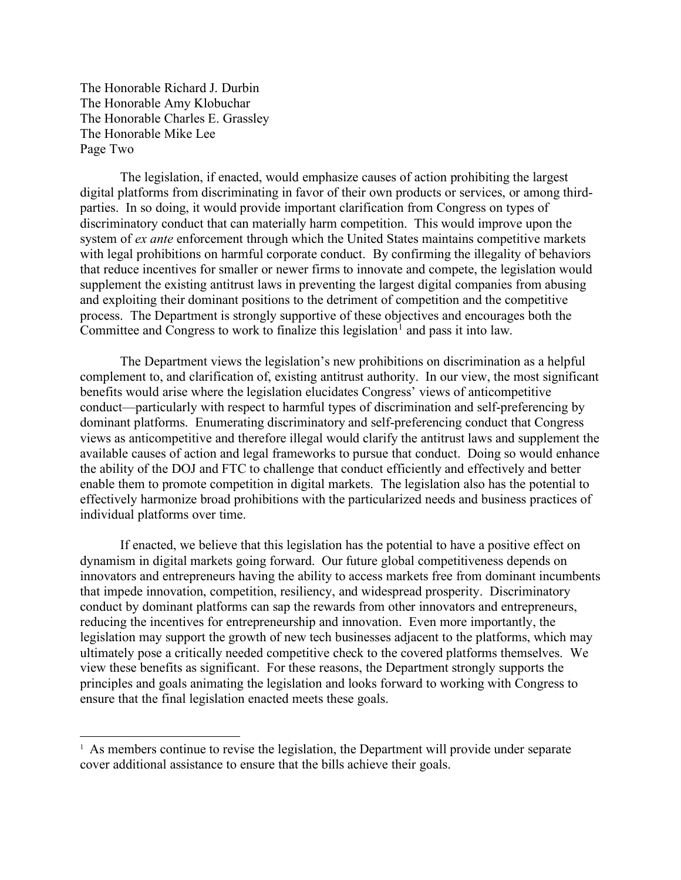The Honorable Richard J. Durbin
The Honorable Amy Klobuchar
The Honorable Charles E. Grassley
The Honorable Mike Lee
Page Two

The legislation, if enacted, would emphasize causes of action prohibiting the largest digital platforms from discriminating in favor of their own products or services, or among third-parties. In so doing, it would provide important clarification from Congress on types of discriminatory conduct that can materially harm competition. This would improve upon the system of *ex ante* enforcement through which the United States maintains competitive markets with legal prohibitions on harmful corporate conduct. By confirming the illegality of behaviors that reduce incentives for smaller or newer firms to innovate and compete, the legislation would supplement the existing antitrust laws in preventing the largest digital companies from abusing and exploiting their dominant positions to the detriment of competition and the competitive process. The Department is strongly supportive of these objectives and encourages both the Committee and Congress to work to finalize this legislation[1] and pass it into law.

The Department views the legislation's new prohibitions on discrimination as a helpful complement to, and clarification of, existing antitrust authority. In our view, the most significant benefits would arise where the legislation elucidates Congress' views of anticompetitive conduct—particularly with respect to harmful types of discrimination and self-preferencing by dominant platforms. Enumerating discriminatory and self-preferencing conduct that Congress views as anticompetitive and therefore illegal would clarify the antitrust laws and supplement the available causes of action and legal frameworks to pursue that conduct. Doing so would enhance the ability of the DOJ and FTC to challenge that conduct efficiently and effectively and better enable them to promote competition in digital markets. The legislation also has the potential to effectively harmonize broad prohibitions with the particularized needs and business practices of individual platforms over time.

If enacted, we believe that this legislation has the potential to have a positive effect on dynamism in digital markets going forward. Our future global competitiveness depends on innovators and entrepreneurs having the ability to access markets free from dominant incumbents that impede innovation, competition, resiliency, and widespread prosperity. Discriminatory conduct by dominant platforms can sap the rewards from other innovators and entrepreneurs, reducing the incentives for entrepreneurship and innovation. Even more importantly, the legislation may support the growth of new tech businesses adjacent to the platforms, which may ultimately pose a critically needed competitive check to the covered platforms themselves. We view these benefits as significant. For these reasons, the Department strongly supports the principles and goals animating the legislation and looks forward to working with Congress to ensure that the final legislation enacted meets these goals.

---

[1] As members continue to revise the legislation, the Department will provide under separate cover additional assistance to ensure that the bills achieve their goals.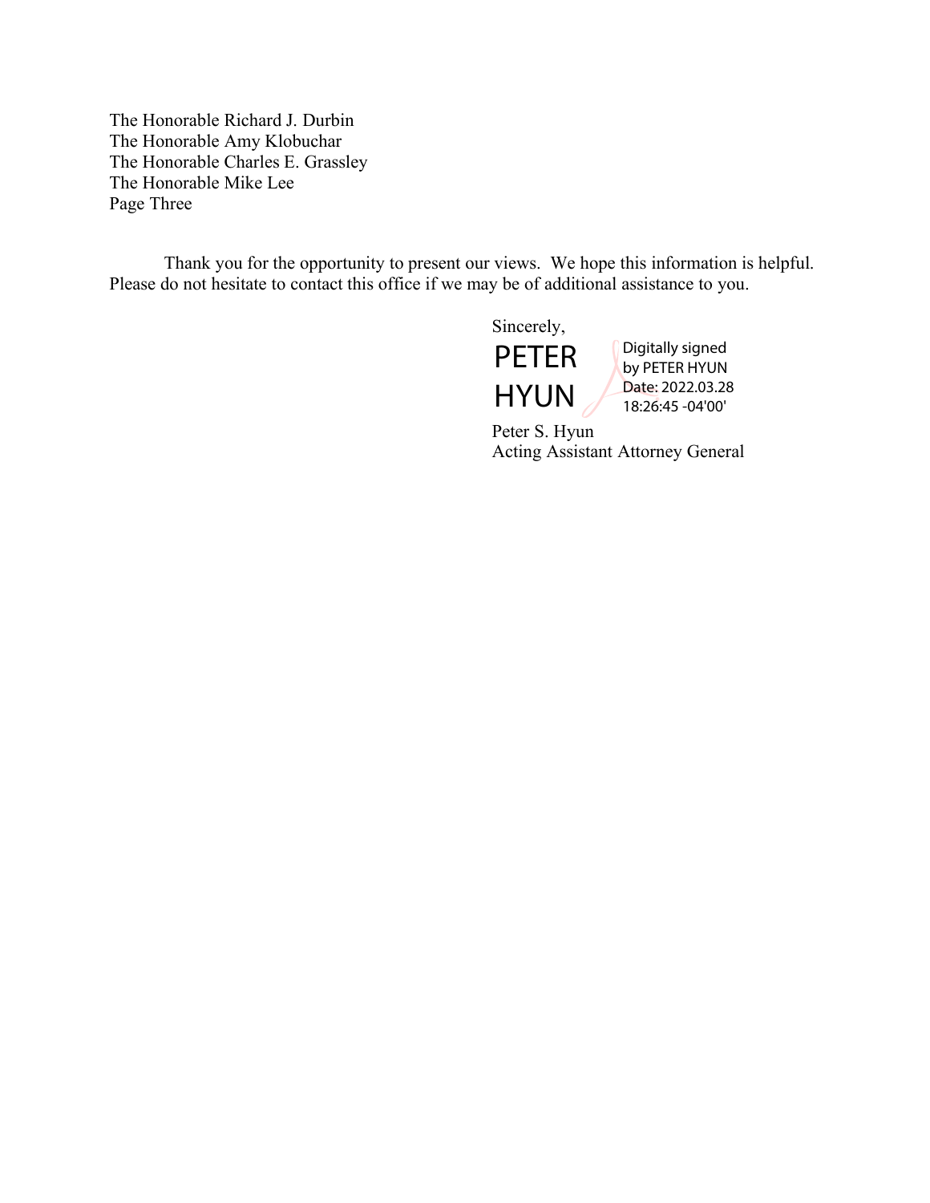The Honorable Richard J. Durbin
The Honorable Amy Klobuchar
The Honorable Charles E. Grassley
The Honorable Mike Lee
Page Three

Thank you for the opportunity to present our views. We hope this information is helpful. Please do not hesitate to contact this office if we may be of additional assistance to you.

Sincerely,

PETER HYUN

Digitally signed by PETER HYUN
Date: 2022.03.28 18:26:45 -04'00'

Peter S. Hyun
Acting Assistant Attorney General